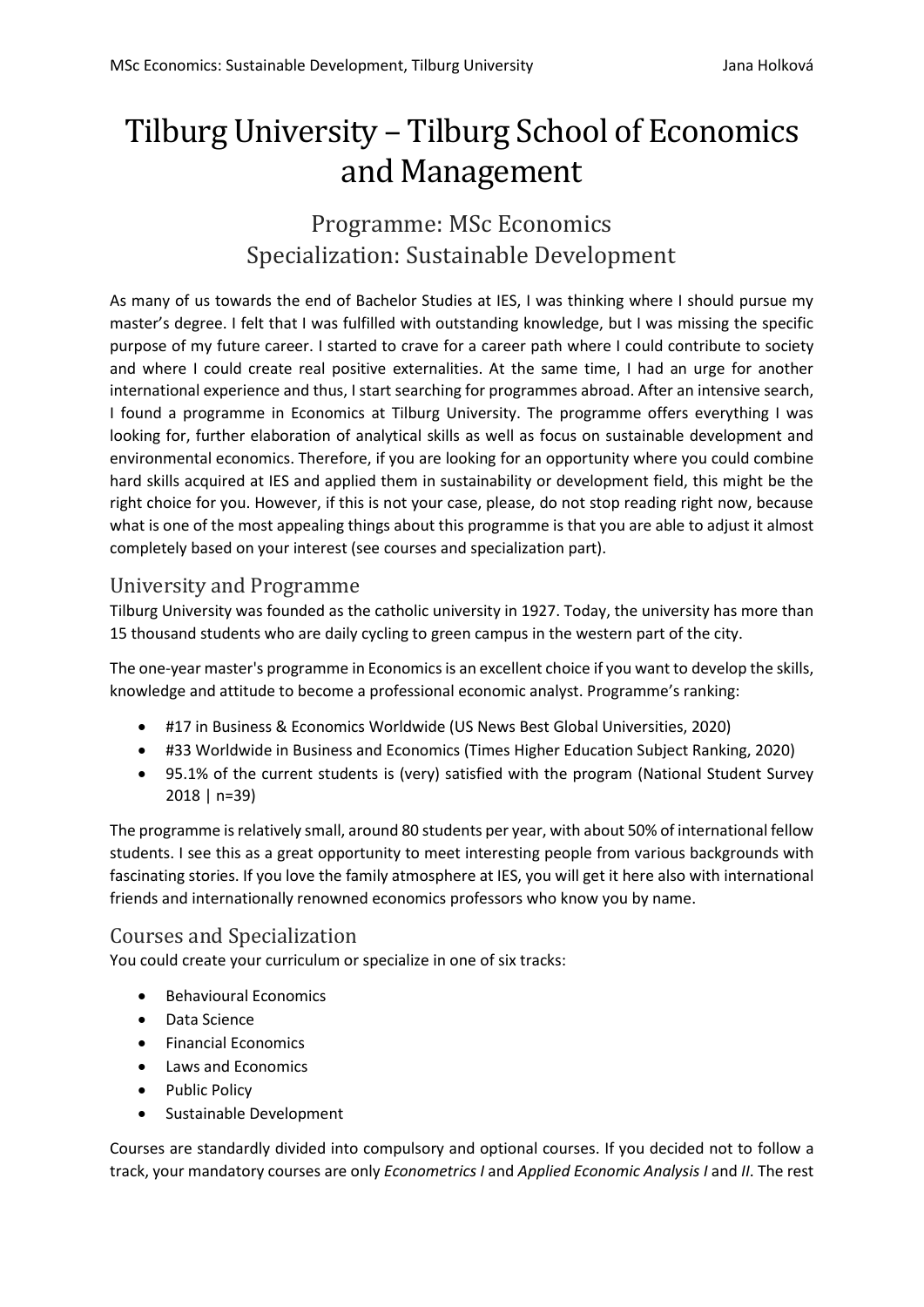# Tilburg University – Tilburg School of Economics and Management

## Programme: MSc Economics
## Specialization: Sustainable Development

As many of us towards the end of Bachelor Studies at IES, I was thinking where I should pursue my master's degree. I felt that I was fulfilled with outstanding knowledge, but I was missing the specific purpose of my future career. I started to crave for a career path where I could contribute to society and where I could create real positive externalities. At the same time, I had an urge for another international experience and thus, I start searching for programmes abroad. After an intensive search, I found a programme in Economics at Tilburg University. The programme offers everything I was looking for, further elaboration of analytical skills as well as focus on sustainable development and environmental economics. Therefore, if you are looking for an opportunity where you could combine hard skills acquired at IES and applied them in sustainability or development field, this might be the right choice for you. However, if this is not your case, please, do not stop reading right now, because what is one of the most appealing things about this programme is that you are able to adjust it almost completely based on your interest (see courses and specialization part).

### University and Programme

Tilburg University was founded as the catholic university in 1927. Today, the university has more than 15 thousand students who are daily cycling to green campus in the western part of the city.

The one-year master's programme in Economics is an excellent choice if you want to develop the skills, knowledge and attitude to become a professional economic analyst. Programme's ranking:

- #17 in Business & Economics Worldwide (US News Best Global Universities, 2020)
- #33 Worldwide in Business and Economics (Times Higher Education Subject Ranking, 2020)
- 95.1% of the current students is (very) satisfied with the program (National Student Survey 2018 | n=39)

The programme is relatively small, around 80 students per year, with about 50% of international fellow students. I see this as a great opportunity to meet interesting people from various backgrounds with fascinating stories. If you love the family atmosphere at IES, you will get it here also with international friends and internationally renowned economics professors who know you by name.

### Courses and Specialization

You could create your curriculum or specialize in one of six tracks:

- Behavioural Economics
- Data Science
- Financial Economics
- Laws and Economics
- Public Policy
- Sustainable Development

Courses are standardly divided into compulsory and optional courses. If you decided not to follow a track, your mandatory courses are only *Econometrics I* and *Applied Economic Analysis I* and *II*. The rest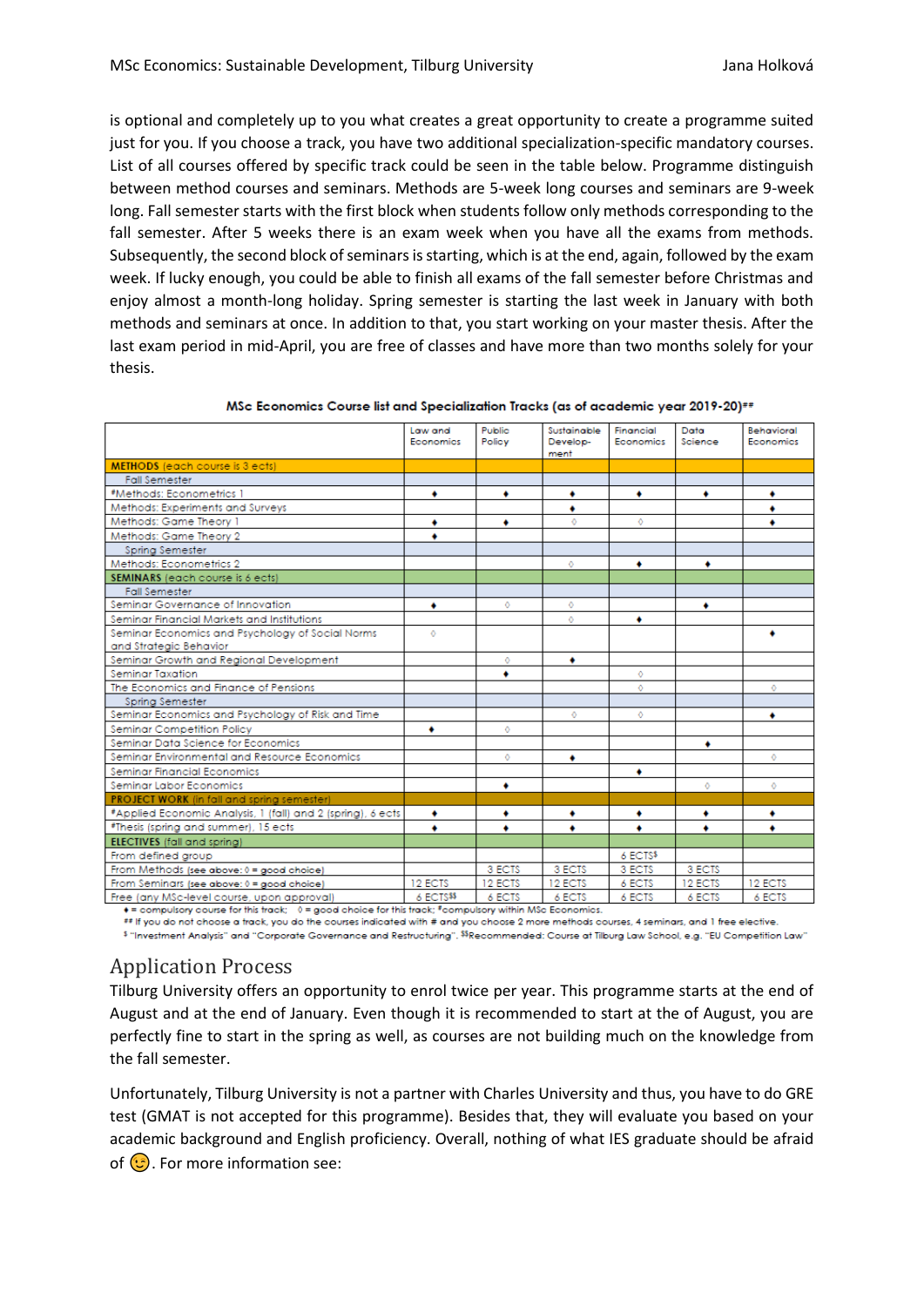is optional and completely up to you what creates a great opportunity to create a programme suited just for you. If you choose a track, you have two additional specialization-specific mandatory courses. List of all courses offered by specific track could be seen in the table below. Programme distinguish between method courses and seminars. Methods are 5-week long courses and seminars are 9-week long. Fall semester starts with the first block when students follow only methods corresponding to the fall semester. After 5 weeks there is an exam week when you have all the exams from methods. Subsequently, the second block of seminars is starting, which is at the end, again, followed by the exam week. If lucky enough, you could be able to finish all exams of the fall semester before Christmas and enjoy almost a month-long holiday. Spring semester is starting the last week in January with both methods and seminars at once. In addition to that, you start working on your master thesis. After the last exam period in mid-April, you are free of classes and have more than two months solely for your thesis.

**MSc Economics Course list and Specialization Tracks (as of academic year 2019-20)##**

| | Law and Economics | Public Policy | Sustainable Development | Financial Economics | Data Science | Behavioral Economics |
|---|---|---|---|---|---|---|
| **METHODS** (each course is 3 ects) | | | | | | |
| Fall Semester | | | | | | |
| #Methods: Econometrics 1 | ♦ | ♦ | ♦ | ♦ | ♦ | ♦ |
| Methods: Experiments and Surveys | | | ♦ | | | ♦ |
| Methods: Game Theory 1 | ♦ | ♦ | ◊ | ◊ | | ♦ |
| Methods: Game Theory 2 | ♦ | | | | | |
| Spring Semester | | | | | | |
| Methods: Econometrics 2 | | | ◊ | ♦ | ♦ | |
| **SEMINARS** (each course is 6 ects) | | | | | | |
| Fall Semester | | | | | | |
| Seminar Governance of Innovation | ♦ | ◊ | ◊ | | ♦ | |
| Seminar Financial Markets and Institutions | | | ◊ | ♦ | | |
| Seminar Economics and Psychology of Social Norms and Strategic Behavior | ◊ | | | | | ♦ |
| Seminar Growth and Regional Development | | ◊ | ♦ | | | |
| Seminar Taxation | | ♦ | | ◊ | | |
| The Economics and Finance of Pensions | | | | ◊ | | ◊ |
| Spring Semester | | | | | | |
| Seminar Economics and Psychology of Risk and Time | | | ◊ | ◊ | | ♦ |
| Seminar Competition Policy | ♦ | ◊ | | | | |
| Seminar Data Science for Economics | | | | | ♦ | |
| Seminar Environmental and Resource Economics | | ◊ | ♦ | | | ◊ |
| Seminar Financial Economics | | | | ♦ | | |
| Seminar Labor Economics | | ♦ | | | ◊ | ◊ |
| **PROJECT WORK** (in fall and spring semester) | | | | | | |
| #Applied Economic Analysis, 1 (fall) and 2 (spring), 6 ects | ♦ | ♦ | ♦ | ♦ | ♦ | ♦ |
| #Thesis (spring and summer), 15 ects | ♦ | ♦ | ♦ | ♦ | ♦ | ♦ |
| **ELECTIVES** (fall and spring) | | | | | | |
| From defined group | | | | 6 ECTS$ | | |
| From Methods (see above: ◊ = good choice) | | 3 ECTS | 3 ECTS | 3 ECTS | 3 ECTS | |
| From Seminars (see above: ◊ = good choice) | 12 ECTS | 12 ECTS | 12 ECTS | 6 ECTS | 12 ECTS | 12 ECTS |
| Free (any MSc-level course, upon approval) | 6 ECTS$$ | 6 ECTS | 6 ECTS | 6 ECTS | 6 ECTS | 6 ECTS |

♦ = compulsory course for this track; ◊ = good choice for this track; #compulsory within MSc Economics.
## If you do not choose a track, you do the courses indicated with # and you choose 2 more methods courses, 4 seminars, and 1 free elective.
$ "Investment Analysis" and "Corporate Governance and Restructuring". $$Recommended: Course at Tilburg Law School, e.g. "EU Competition Law"

## Application Process

Tilburg University offers an opportunity to enrol twice per year. This programme starts at the end of August and at the end of January. Even though it is recommended to start at the of August, you are perfectly fine to start in the spring as well, as courses are not building much on the knowledge from the fall semester.

Unfortunately, Tilburg University is not a partner with Charles University and thus, you have to do GRE test (GMAT is not accepted for this programme). Besides that, they will evaluate you based on your academic background and English proficiency. Overall, nothing of what IES graduate should be afraid of 😊. For more information see: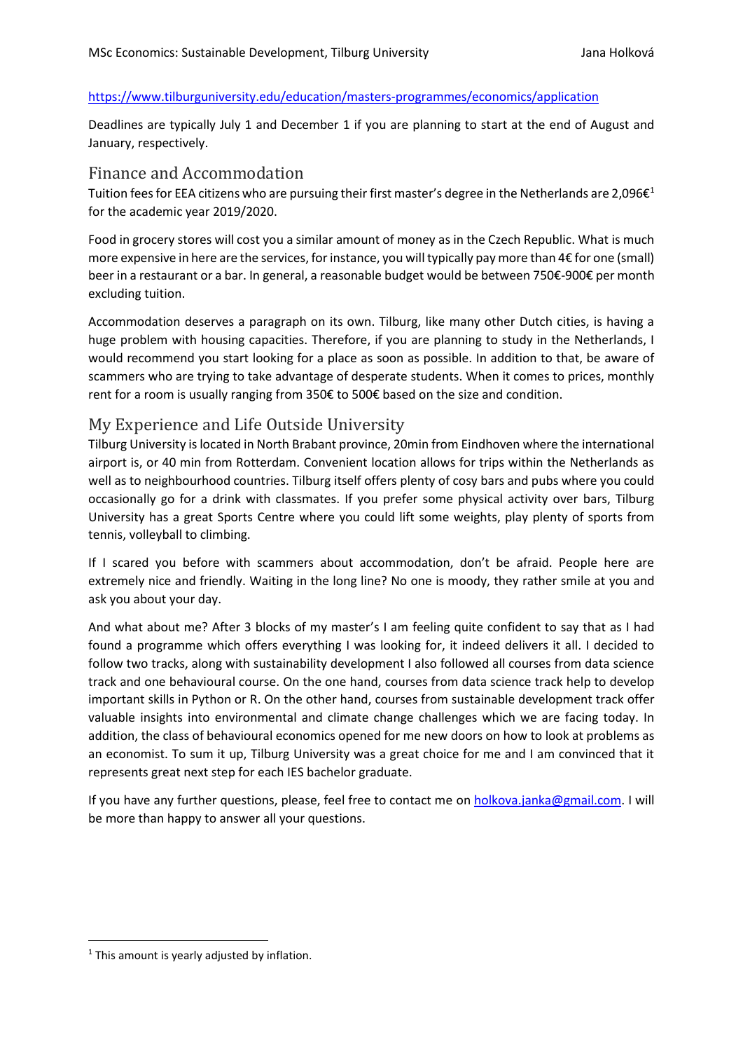https://www.tilburguniversity.edu/education/masters-programmes/economics/application

Deadlines are typically July 1 and December 1 if you are planning to start at the end of August and January, respectively.

## Finance and Accommodation

Tuition fees for EEA citizens who are pursuing their first master's degree in the Netherlands are 2,096€[1] for the academic year 2019/2020.

Food in grocery stores will cost you a similar amount of money as in the Czech Republic. What is much more expensive in here are the services, for instance, you will typically pay more than 4€ for one (small) beer in a restaurant or a bar. In general, a reasonable budget would be between 750€-900€ per month excluding tuition.

Accommodation deserves a paragraph on its own. Tilburg, like many other Dutch cities, is having a huge problem with housing capacities. Therefore, if you are planning to study in the Netherlands, I would recommend you start looking for a place as soon as possible. In addition to that, be aware of scammers who are trying to take advantage of desperate students. When it comes to prices, monthly rent for a room is usually ranging from 350€ to 500€ based on the size and condition.

## My Experience and Life Outside University

Tilburg University is located in North Brabant province, 20min from Eindhoven where the international airport is, or 40 min from Rotterdam. Convenient location allows for trips within the Netherlands as well as to neighbourhood countries. Tilburg itself offers plenty of cosy bars and pubs where you could occasionally go for a drink with classmates. If you prefer some physical activity over bars, Tilburg University has a great Sports Centre where you could lift some weights, play plenty of sports from tennis, volleyball to climbing.

If I scared you before with scammers about accommodation, don't be afraid. People here are extremely nice and friendly. Waiting in the long line? No one is moody, they rather smile at you and ask you about your day.

And what about me? After 3 blocks of my master's I am feeling quite confident to say that as I had found a programme which offers everything I was looking for, it indeed delivers it all. I decided to follow two tracks, along with sustainability development I also followed all courses from data science track and one behavioural course. On the one hand, courses from data science track help to develop important skills in Python or R. On the other hand, courses from sustainable development track offer valuable insights into environmental and climate change challenges which we are facing today. In addition, the class of behavioural economics opened for me new doors on how to look at problems as an economist. To sum it up, Tilburg University was a great choice for me and I am convinced that it represents great next step for each IES bachelor graduate.

If you have any further questions, please, feel free to contact me on holkova.janka@gmail.com. I will be more than happy to answer all your questions.

[1] This amount is yearly adjusted by inflation.